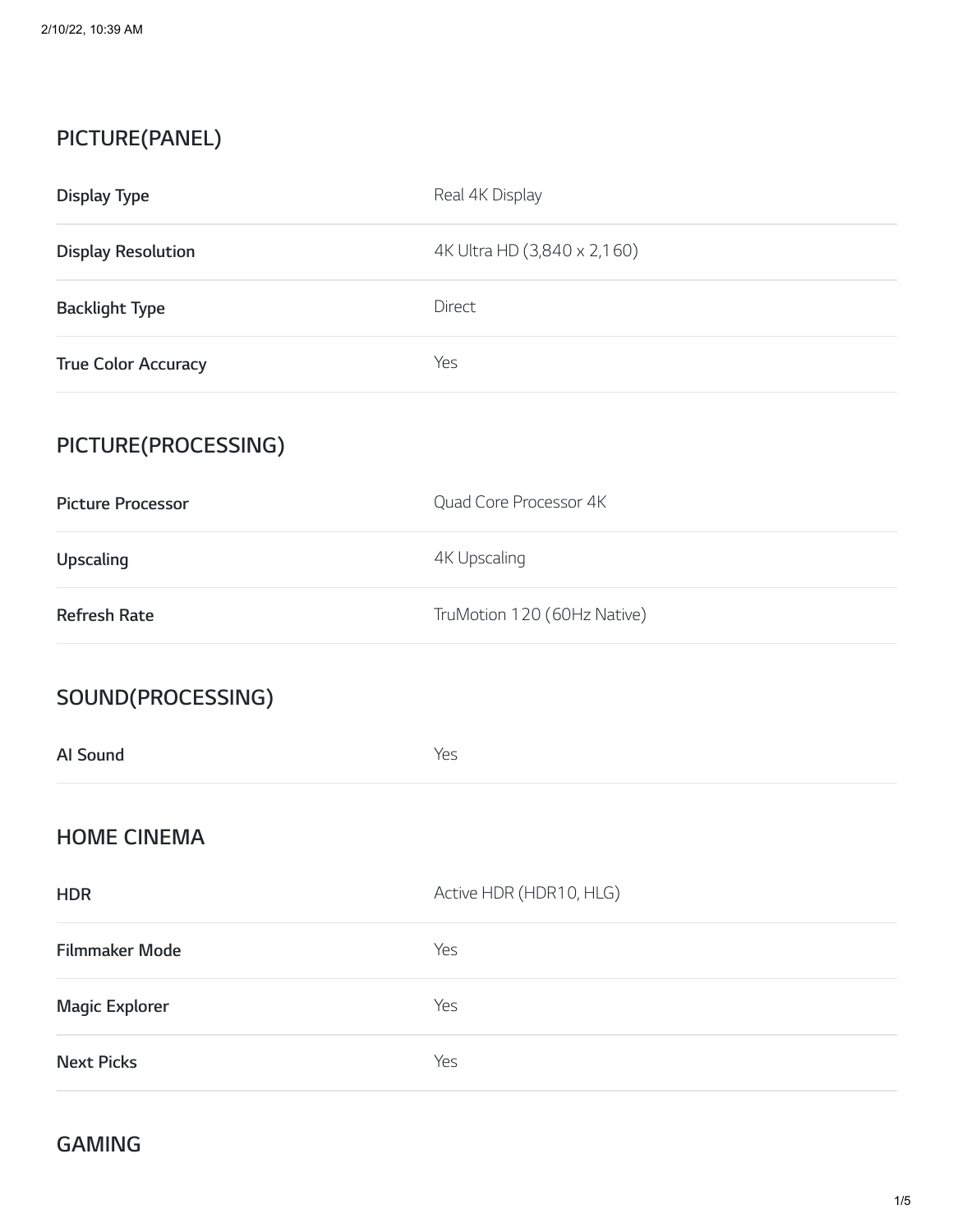## PICTURE(PANEL)

| | |
|---|---|
| **Display Type** | Real 4K Display |
| **Display Resolution** | 4K Ultra HD (3,840 x 2,160) |
| **Backlight Type** | Direct |
| **True Color Accuracy** | Yes |

## PICTURE(PROCESSING)

| | |
|---|---|
| **Picture Processor** | Quad Core Processor 4K |
| **Upscaling** | 4K Upscaling |
| **Refresh Rate** | TruMotion 120 (60Hz Native) |

## SOUND(PROCESSING)

| | |
|---|---|
| **AI Sound** | Yes |

## HOME CINEMA

| | |
|---|---|
| **HDR** | Active HDR (HDR10, HLG) |
| **Filmmaker Mode** | Yes |
| **Magic Explorer** | Yes |
| **Next Picks** | Yes |

## GAMING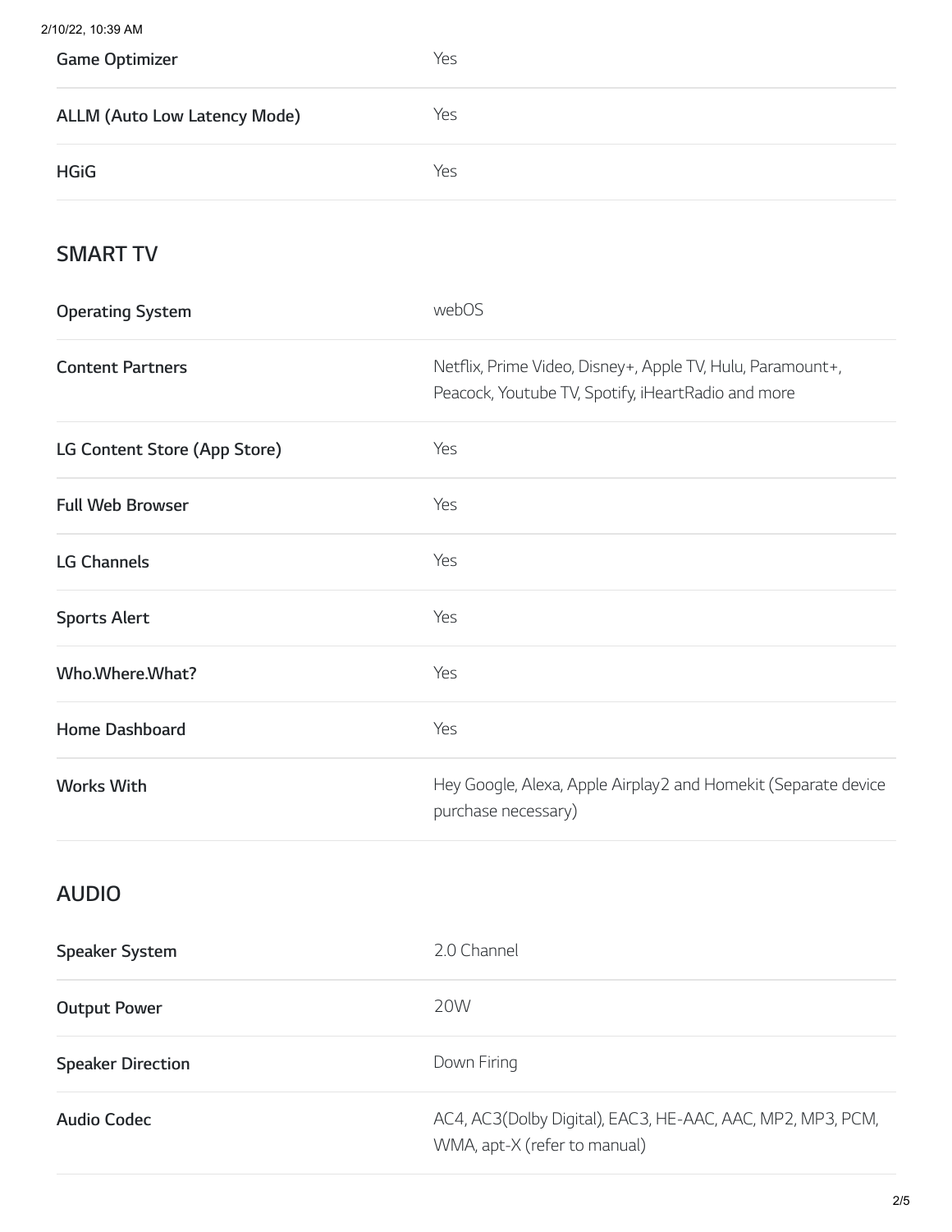| | |
|---|---|
| **Game Optimizer** | Yes |
| **ALLM (Auto Low Latency Mode)** | Yes |
| **HGiG** | Yes |

## SMART TV

| | |
|---|---|
| **Operating System** | webOS |
| **Content Partners** | Netflix, Prime Video, Disney+, Apple TV, Hulu, Paramount+, Peacock, Youtube TV, Spotify, iHeartRadio and more |
| **LG Content Store (App Store)** | Yes |
| **Full Web Browser** | Yes |
| **LG Channels** | Yes |
| **Sports Alert** | Yes |
| **Who.Where.What?** | Yes |
| **Home Dashboard** | Yes |
| **Works With** | Hey Google, Alexa, Apple Airplay2 and Homekit (Separate device purchase necessary) |

## AUDIO

| | |
|---|---|
| **Speaker System** | 2.0 Channel |
| **Output Power** | 20W |
| **Speaker Direction** | Down Firing |
| **Audio Codec** | AC4, AC3(Dolby Digital), EAC3, HE-AAC, AAC, MP2, MP3, PCM, WMA, apt-X (refer to manual) |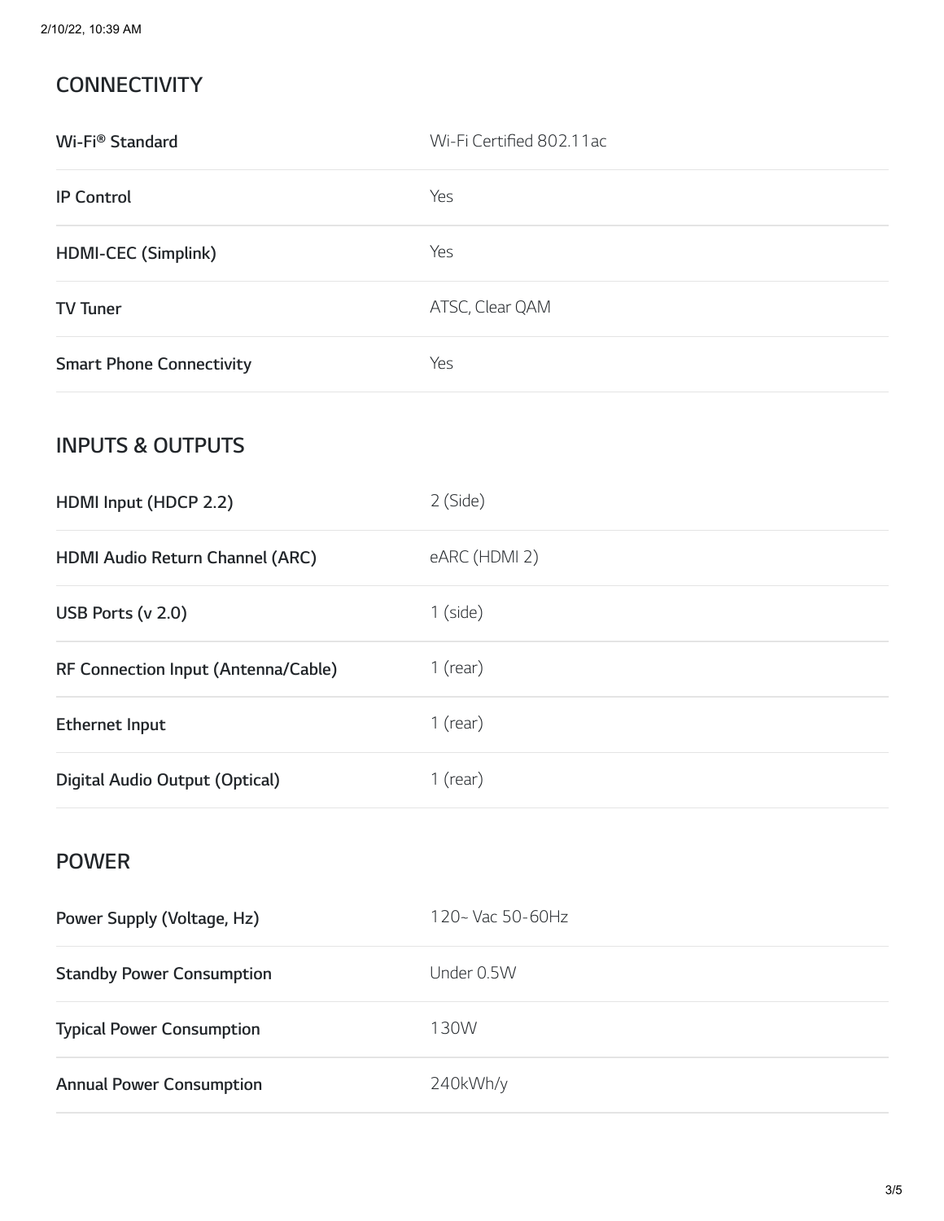## CONNECTIVITY

| | |
|---|---|
| **Wi-Fi® Standard** | Wi-Fi Certified 802.11ac |
| **IP Control** | Yes |
| **HDMI-CEC (Simplink)** | Yes |
| **TV Tuner** | ATSC, Clear QAM |
| **Smart Phone Connectivity** | Yes |

## INPUTS & OUTPUTS

| | |
|---|---|
| **HDMI Input (HDCP 2.2)** | 2 (Side) |
| **HDMI Audio Return Channel (ARC)** | eARC (HDMI 2) |
| **USB Ports (v 2.0)** | 1 (side) |
| **RF Connection Input (Antenna/Cable)** | 1 (rear) |
| **Ethernet Input** | 1 (rear) |
| **Digital Audio Output (Optical)** | 1 (rear) |

## POWER

| | |
|---|---|
| **Power Supply (Voltage, Hz)** | 120~ Vac 50-60Hz |
| **Standby Power Consumption** | Under 0.5W |
| **Typical Power Consumption** | 130W |
| **Annual Power Consumption** | 240kWh/y |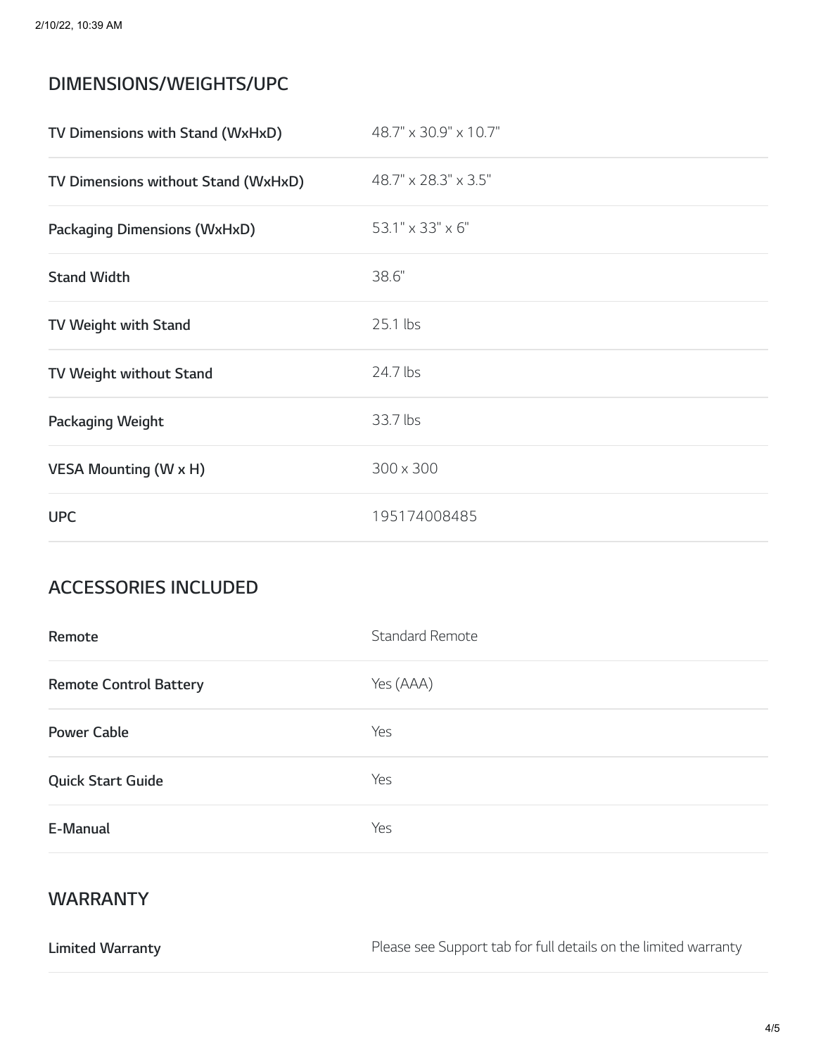## DIMENSIONS/WEIGHTS/UPC

| | |
|---|---|
| **TV Dimensions with Stand (WxHxD)** | 48.7" x 30.9" x 10.7" |
| **TV Dimensions without Stand (WxHxD)** | 48.7" x 28.3" x 3.5" |
| **Packaging Dimensions (WxHxD)** | 53.1" x 33" x 6" |
| **Stand Width** | 38.6" |
| **TV Weight with Stand** | 25.1 lbs |
| **TV Weight without Stand** | 24.7 lbs |
| **Packaging Weight** | 33.7 lbs |
| **VESA Mounting (W x H)** | 300 x 300 |
| **UPC** | 195174008485 |

## ACCESSORIES INCLUDED

| | |
|---|---|
| **Remote** | Standard Remote |
| **Remote Control Battery** | Yes (AAA) |
| **Power Cable** | Yes |
| **Quick Start Guide** | Yes |
| **E-Manual** | Yes |

## WARRANTY

| | |
|---|---|
| **Limited Warranty** | Please see Support tab for full details on the limited warranty |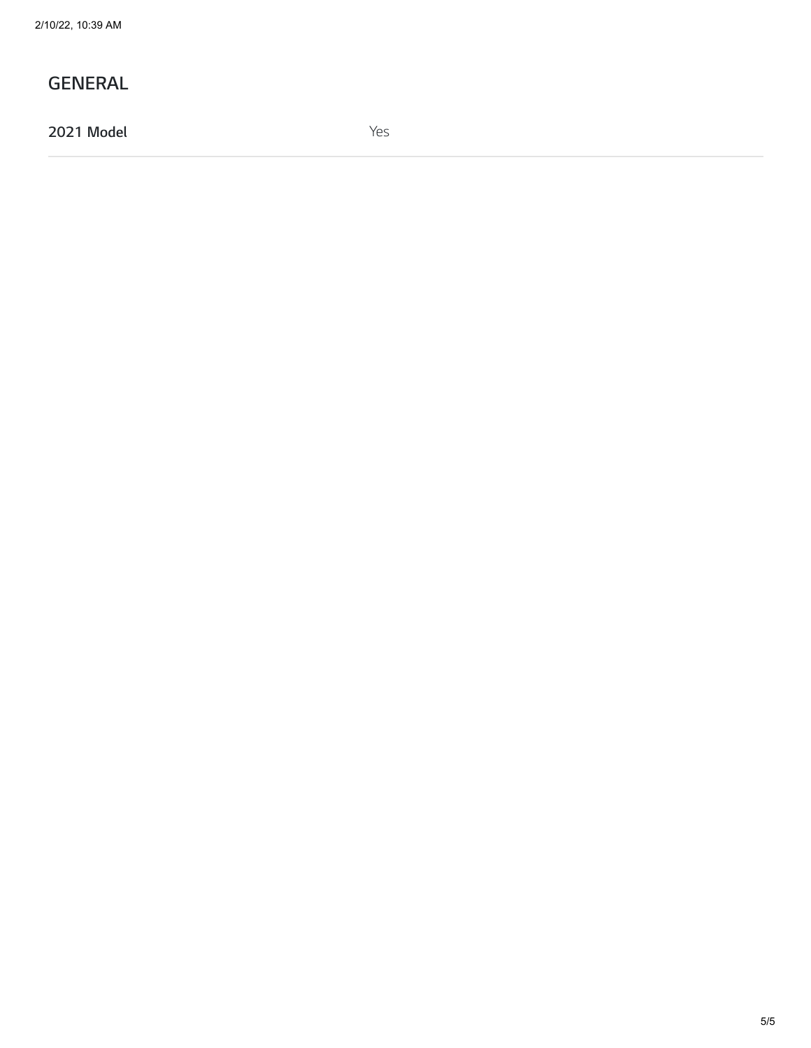## GENERAL

| | |
|---|---|
| **2021 Model** | Yes |